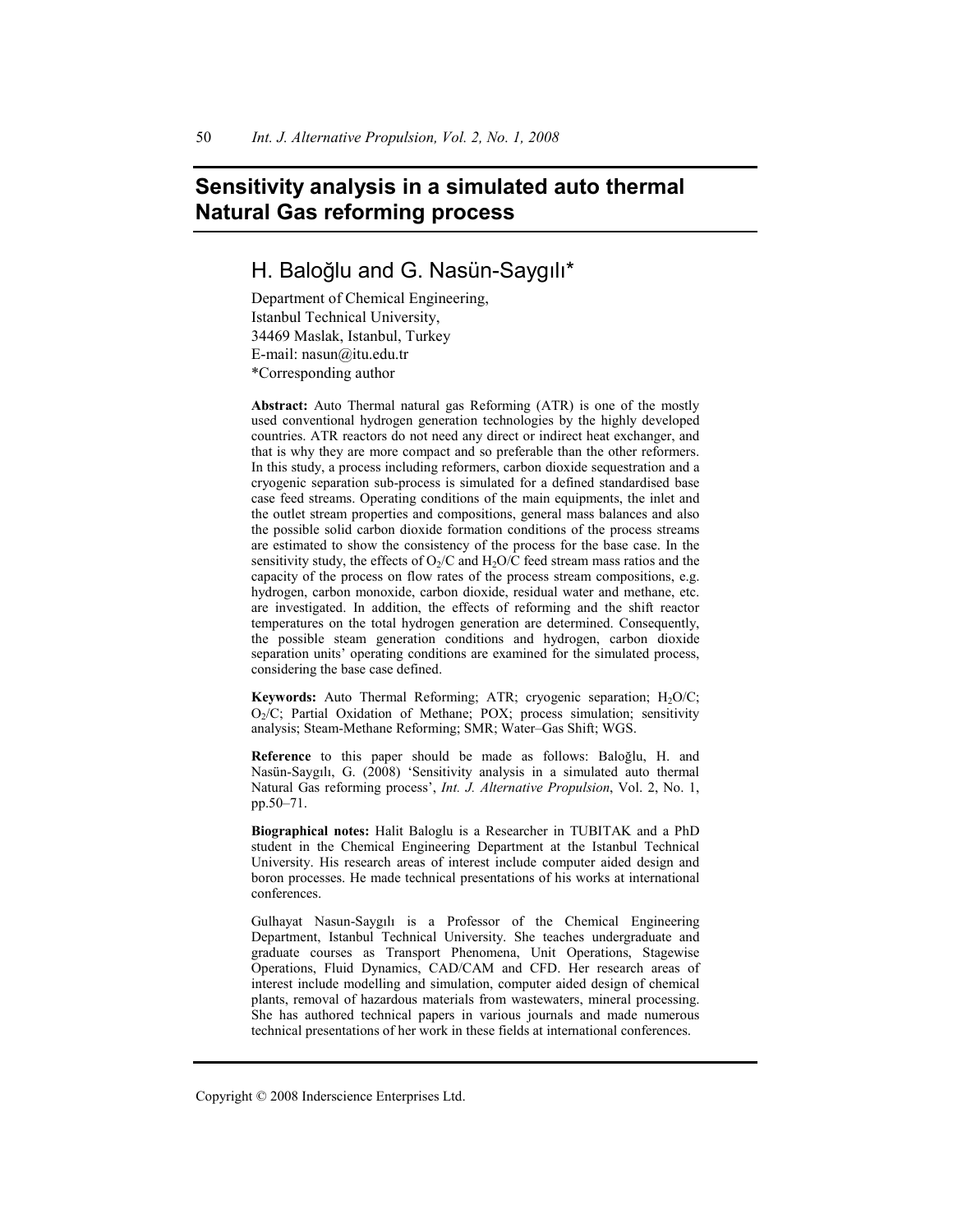# Sensitivity analysis in a simulated auto thermal Natural Gas reforming process

## H. Baloğlu and G. Nasün-Saygılı*

Department of Chemical Engineering,
Istanbul Technical University,
34469 Maslak, Istanbul, Turkey
E-mail: nasun@itu.edu.tr
*Corresponding author

**Abstract:** Auto Thermal natural gas Reforming (ATR) is one of the mostly used conventional hydrogen generation technologies by the highly developed countries. ATR reactors do not need any direct or indirect heat exchanger, and that is why they are more compact and so preferable than the other reformers. In this study, a process including reformers, carbon dioxide sequestration and a cryogenic separation sub-process is simulated for a defined standardised base case feed streams. Operating conditions of the main equipments, the inlet and the outlet stream properties and compositions, general mass balances and also the possible solid carbon dioxide formation conditions of the process streams are estimated to show the consistency of the process for the base case. In the sensitivity study, the effects of $O_2$/C and $H_2O$/C feed stream mass ratios and the capacity of the process on flow rates of the process stream compositions, e.g. hydrogen, carbon monoxide, carbon dioxide, residual water and methane, etc. are investigated. In addition, the effects of reforming and the shift reactor temperatures on the total hydrogen generation are determined. Consequently, the possible steam generation conditions and hydrogen, carbon dioxide separation units' operating conditions are examined for the simulated process, considering the base case defined.

**Keywords:** Auto Thermal Reforming; ATR; cryogenic separation; $H_2O$/C; $O_2$/C; Partial Oxidation of Methane; POX; process simulation; sensitivity analysis; Steam-Methane Reforming; SMR; Water–Gas Shift; WGS.

**Reference** to this paper should be made as follows: Baloğlu, H. and Nasün-Saygılı, G. (2008) 'Sensitivity analysis in a simulated auto thermal Natural Gas reforming process', *Int. J. Alternative Propulsion*, Vol. 2, No. 1, pp.50–71.

**Biographical notes:** Halit Baloglu is a Researcher in TUBITAK and a PhD student in the Chemical Engineering Department at the Istanbul Technical University. His research areas of interest include computer aided design and boron processes. He made technical presentations of his works at international conferences.

Gulhayat Nasun-Saygılı is a Professor of the Chemical Engineering Department, Istanbul Technical University. She teaches undergraduate and graduate courses as Transport Phenomena, Unit Operations, Stagewise Operations, Fluid Dynamics, CAD/CAM and CFD. Her research areas of interest include modelling and simulation, computer aided design of chemical plants, removal of hazardous materials from wastewaters, mineral processing. She has authored technical papers in various journals and made numerous technical presentations of her work in these fields at international conferences.

Copyright © 2008 Inderscience Enterprises Ltd.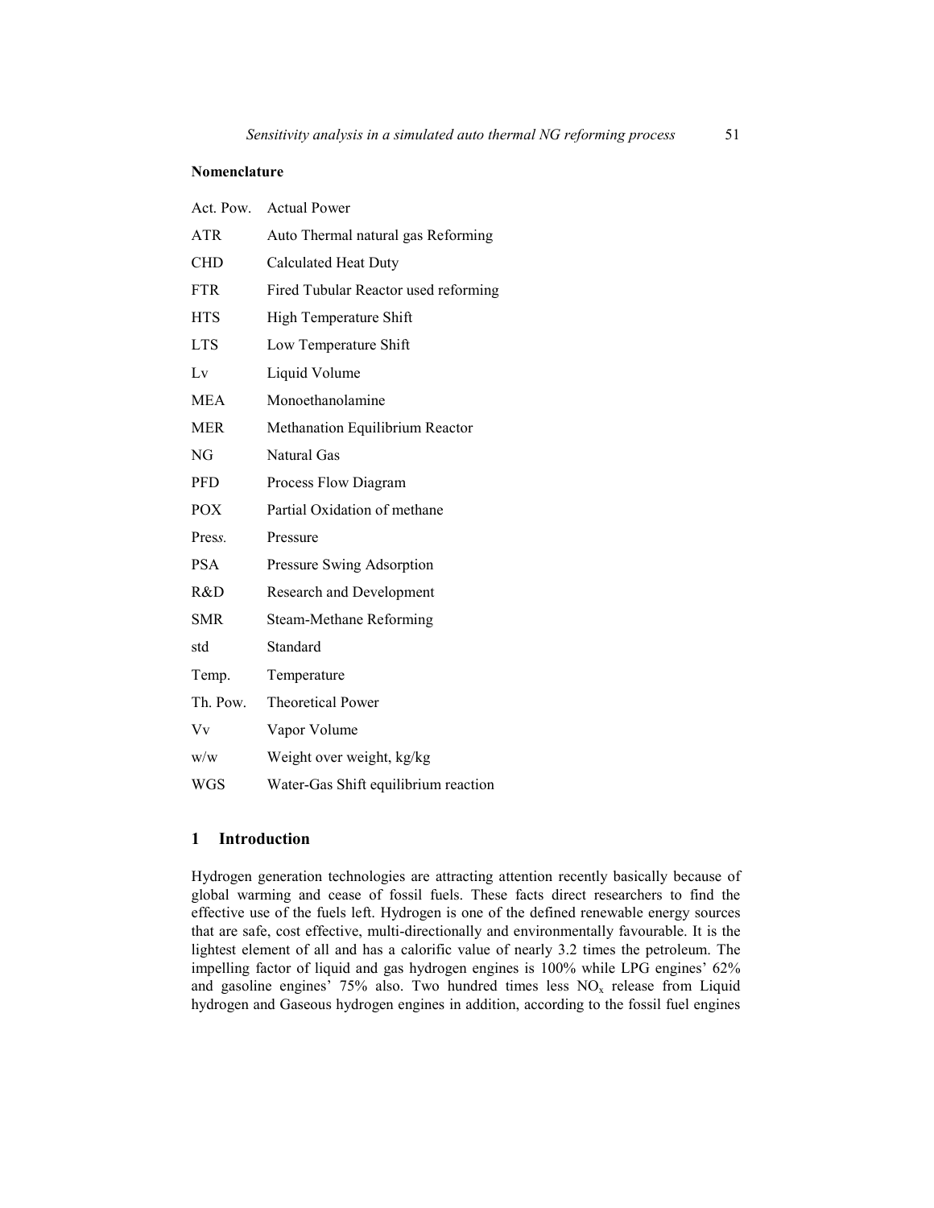## Nomenclature

| | |
|---|---|
| Act. Pow. | Actual Power |
| ATR | Auto Thermal natural gas Reforming |
| CHD | Calculated Heat Duty |
| FTR | Fired Tubular Reactor used reforming |
| HTS | High Temperature Shift |
| LTS | Low Temperature Shift |
| Lv | Liquid Volume |
| MEA | Monoethanolamine |
| MER | Methanation Equilibrium Reactor |
| NG | Natural Gas |
| PFD | Process Flow Diagram |
| POX | Partial Oxidation of methane |
| Press. | Pressure |
| PSA | Pressure Swing Adsorption |
| R&D | Research and Development |
| SMR | Steam-Methane Reforming |
| std | Standard |
| Temp. | Temperature |
| Th. Pow. | Theoretical Power |
| Vv | Vapor Volume |
| w/w | Weight over weight, kg/kg |
| WGS | Water-Gas Shift equilibrium reaction |

## 1 Introduction

Hydrogen generation technologies are attracting attention recently basically because of global warming and cease of fossil fuels. These facts direct researchers to find the effective use of the fuels left. Hydrogen is one of the defined renewable energy sources that are safe, cost effective, multi-directionally and environmentally favourable. It is the lightest element of all and has a calorific value of nearly 3.2 times the petroleum. The impelling factor of liquid and gas hydrogen engines is 100% while LPG engines' 62% and gasoline engines' 75% also. Two hundred times less $NO_x$ release from Liquid hydrogen and Gaseous hydrogen engines in addition, according to the fossil fuel engines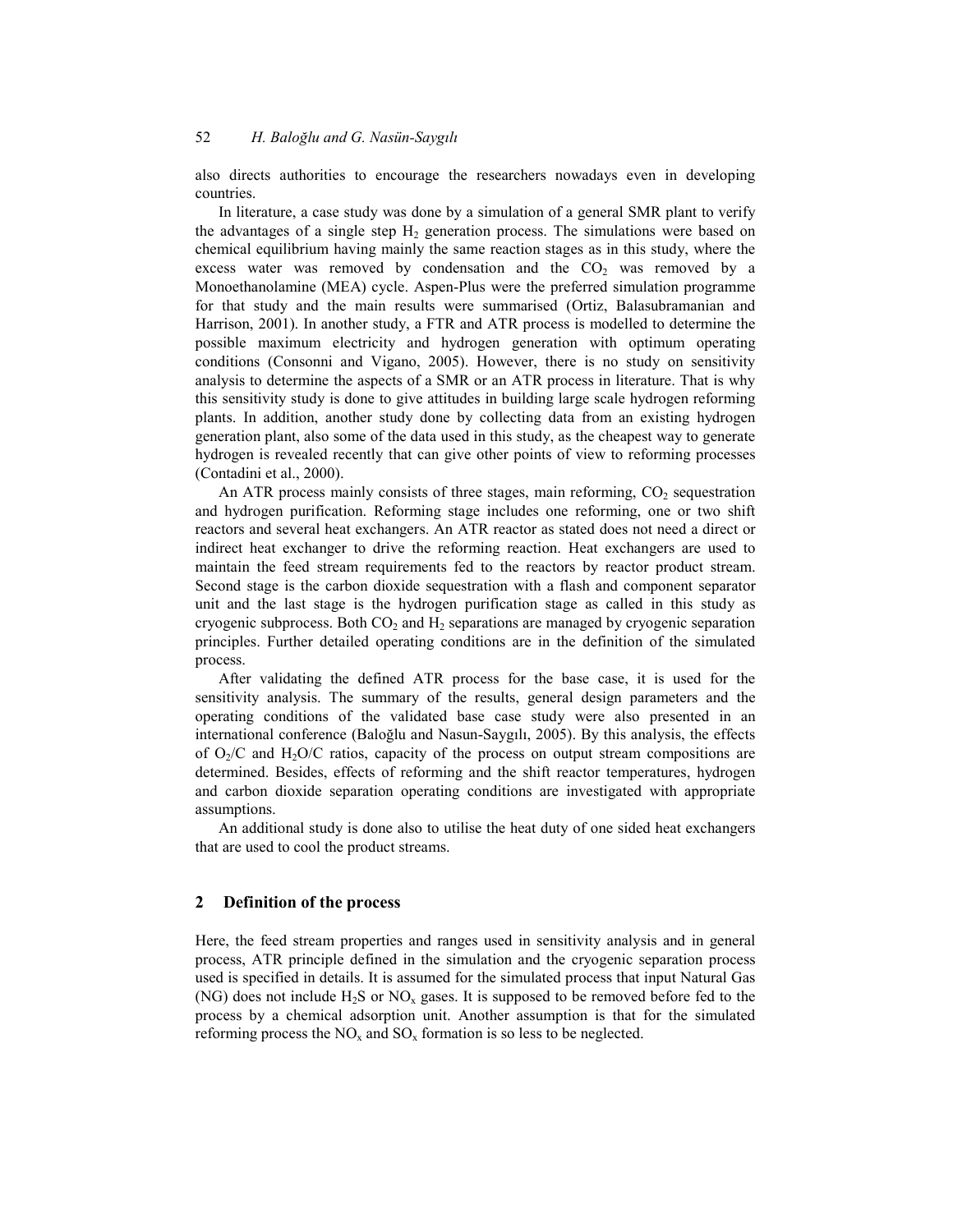also directs authorities to encourage the researchers nowadays even in developing countries.

In literature, a case study was done by a simulation of a general SMR plant to verify the advantages of a single step $H_2$ generation process. The simulations were based on chemical equilibrium having mainly the same reaction stages as in this study, where the excess water was removed by condensation and the $CO_2$ was removed by a Monoethanolamine (MEA) cycle. Aspen-Plus were the preferred simulation programme for that study and the main results were summarised (Ortiz, Balasubramanian and Harrison, 2001). In another study, a FTR and ATR process is modelled to determine the possible maximum electricity and hydrogen generation with optimum operating conditions (Consonni and Vigano, 2005). However, there is no study on sensitivity analysis to determine the aspects of a SMR or an ATR process in literature. That is why this sensitivity study is done to give attitudes in building large scale hydrogen reforming plants. In addition, another study done by collecting data from an existing hydrogen generation plant, also some of the data used in this study, as the cheapest way to generate hydrogen is revealed recently that can give other points of view to reforming processes (Contadini et al., 2000).

An ATR process mainly consists of three stages, main reforming, $CO_2$ sequestration and hydrogen purification. Reforming stage includes one reforming, one or two shift reactors and several heat exchangers. An ATR reactor as stated does not need a direct or indirect heat exchanger to drive the reforming reaction. Heat exchangers are used to maintain the feed stream requirements fed to the reactors by reactor product stream. Second stage is the carbon dioxide sequestration with a flash and component separator unit and the last stage is the hydrogen purification stage as called in this study as cryogenic subprocess. Both $CO_2$ and $H_2$ separations are managed by cryogenic separation principles. Further detailed operating conditions are in the definition of the simulated process.

After validating the defined ATR process for the base case, it is used for the sensitivity analysis. The summary of the results, general design parameters and the operating conditions of the validated base case study were also presented in an international conference (Baloğlu and Nasun-Saygılı, 2005). By this analysis, the effects of $O_2/C$ and $H_2O/C$ ratios, capacity of the process on output stream compositions are determined. Besides, effects of reforming and the shift reactor temperatures, hydrogen and carbon dioxide separation operating conditions are investigated with appropriate assumptions.

An additional study is done also to utilise the heat duty of one sided heat exchangers that are used to cool the product streams.

## 2 Definition of the process

Here, the feed stream properties and ranges used in sensitivity analysis and in general process, ATR principle defined in the simulation and the cryogenic separation process used is specified in details. It is assumed for the simulated process that input Natural Gas (NG) does not include $H_2S$ or $NO_x$ gases. It is supposed to be removed before fed to the process by a chemical adsorption unit. Another assumption is that for the simulated reforming process the $NO_x$ and $SO_x$ formation is so less to be neglected.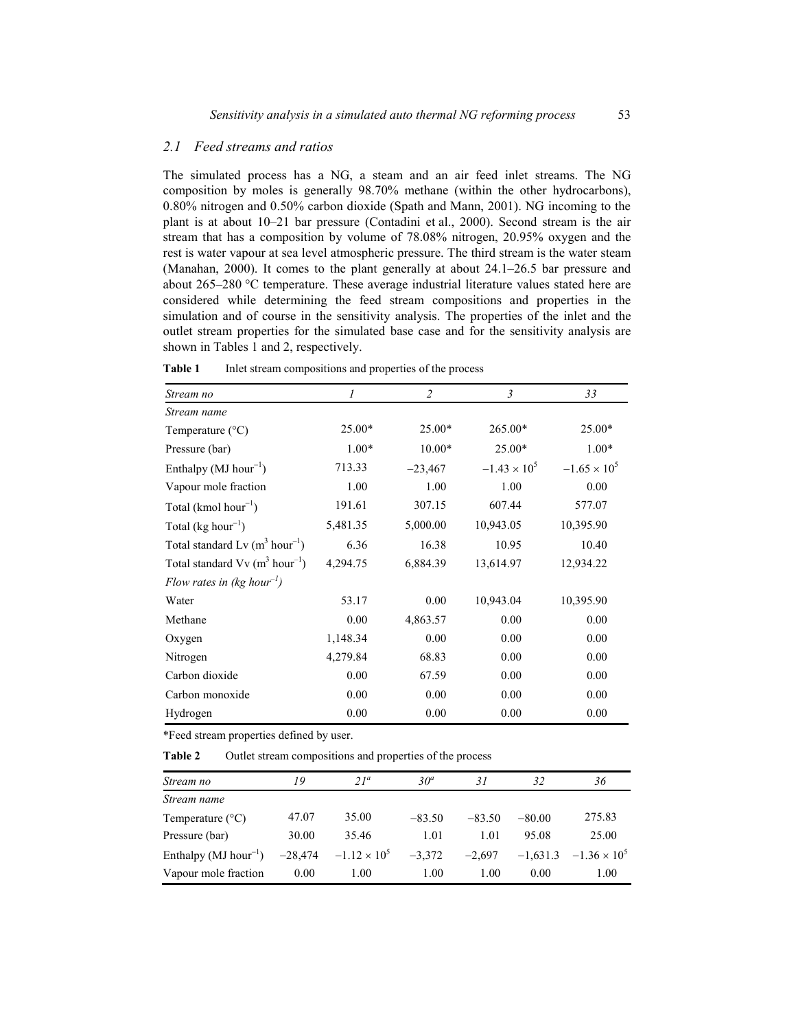### 2.1 Feed streams and ratios

The simulated process has a NG, a steam and an air feed inlet streams. The NG composition by moles is generally 98.70% methane (within the other hydrocarbons), 0.80% nitrogen and 0.50% carbon dioxide (Spath and Mann, 2001). NG incoming to the plant is at about 10–21 bar pressure (Contadini et al., 2000). Second stream is the air stream that has a composition by volume of 78.08% nitrogen, 20.95% oxygen and the rest is water vapour at sea level atmospheric pressure. The third stream is the water steam (Manahan, 2000). It comes to the plant generally at about 24.1–26.5 bar pressure and about 265–280 °C temperature. These average industrial literature values stated here are considered while determining the feed stream compositions and properties in the simulation and of course in the sensitivity analysis. The properties of the inlet and the outlet stream properties for the simulated base case and for the sensitivity analysis are shown in Tables 1 and 2, respectively.

**Table 1** Inlet stream compositions and properties of the process

| *Stream no* | *1* | *2* | *3* | *33* |
|---|---|---|---|---|
| *Stream name* | | | | |
| Temperature (°C) | 25.00* | 25.00* | 265.00* | 25.00* |
| Pressure (bar) | 1.00* | 10.00* | 25.00* | 1.00* |
| Enthalpy (MJ hour$^{-1}$) | 713.33 | −23,467 | $-1.43 \times 10^5$ | $-1.65 \times 10^5$ |
| Vapour mole fraction | 1.00 | 1.00 | 1.00 | 0.00 |
| Total (kmol hour$^{-1}$) | 191.61 | 307.15 | 607.44 | 577.07 |
| Total (kg hour$^{-1}$) | 5,481.35 | 5,000.00 | 10,943.05 | 10,395.90 |
| Total standard Lv (m$^3$ hour$^{-1}$) | 6.36 | 16.38 | 10.95 | 10.40 |
| Total standard Vv (m$^3$ hour$^{-1}$) | 4,294.75 | 6,884.39 | 13,614.97 | 12,934.22 |
| *Flow rates in (kg hour$^{-1}$)* | | | | |
| Water | 53.17 | 0.00 | 10,943.04 | 10,395.90 |
| Methane | 0.00 | 4,863.57 | 0.00 | 0.00 |
| Oxygen | 1,148.34 | 0.00 | 0.00 | 0.00 |
| Nitrogen | 4,279.84 | 68.83 | 0.00 | 0.00 |
| Carbon dioxide | 0.00 | 67.59 | 0.00 | 0.00 |
| Carbon monoxide | 0.00 | 0.00 | 0.00 | 0.00 |
| Hydrogen | 0.00 | 0.00 | 0.00 | 0.00 |

*Feed stream properties defined by user.

**Table 2** Outlet stream compositions and properties of the process

| *Stream no* | *19* | *21[a]* | *30[a]* | *31* | *32* | *36* |
|---|---|---|---|---|---|---|
| *Stream name* | | | | | | |
| Temperature (°C) | 47.07 | 35.00 | −83.50 | −83.50 | −80.00 | 275.83 |
| Pressure (bar) | 30.00 | 35.46 | 1.01 | 1.01 | 95.08 | 25.00 |
| Enthalpy (MJ hour$^{-1}$) | −28,474 | $-1.12 \times 10^5$ | −3,372 | −2,697 | −1,631.3 | $-1.36 \times 10^5$ |
| Vapour mole fraction | 0.00 | 1.00 | 1.00 | 1.00 | 0.00 | 1.00 |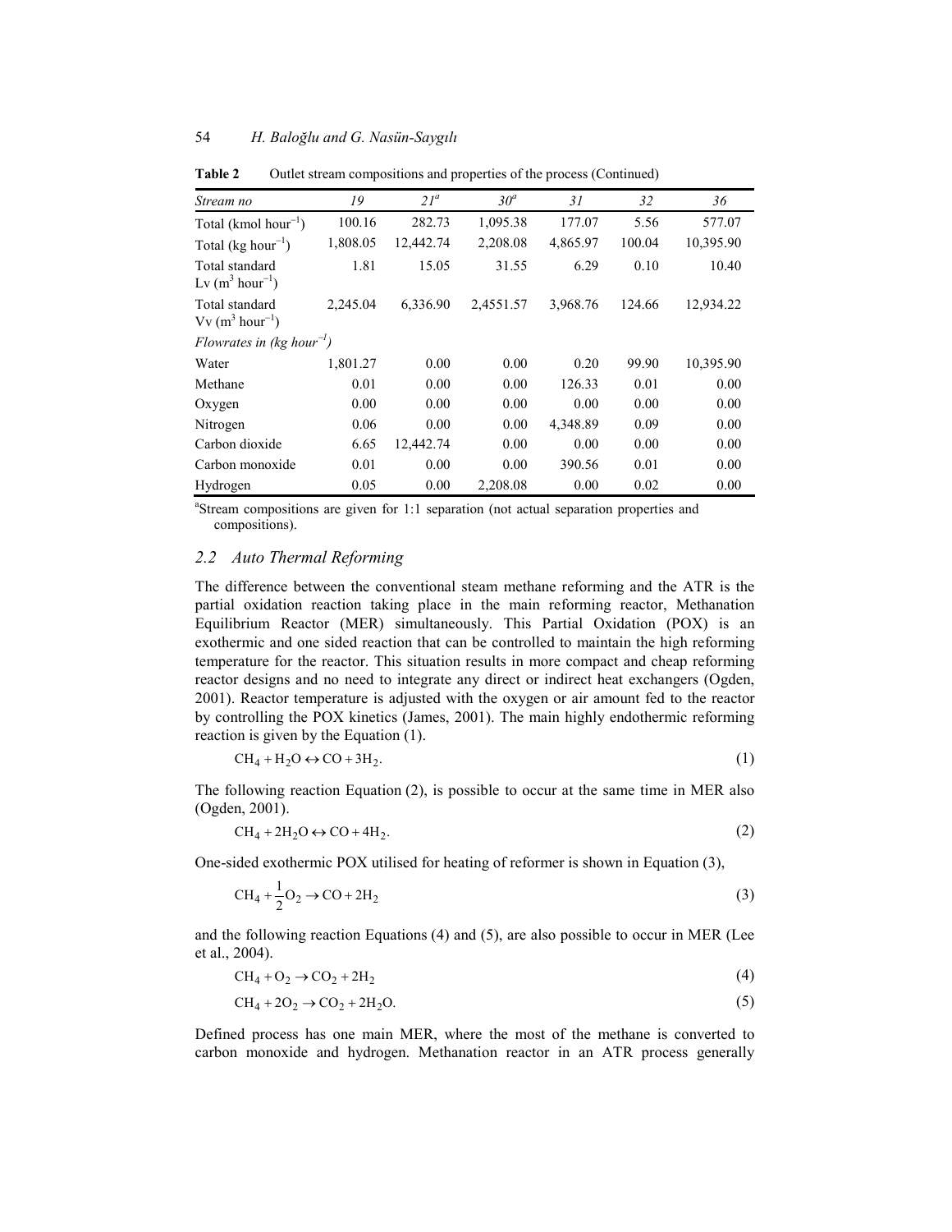**Table 2** Outlet stream compositions and properties of the process (Continued)

| *Stream no* | *19* | *21*[a] | *30*[a] | *31* | *32* | *36* |
|---|---|---|---|---|---|---|
| Total (kmol $hour^{-1}$) | 100.16 | 282.73 | 1,095.38 | 177.07 | 5.56 | 577.07 |
| Total (kg $hour^{-1}$) | 1,808.05 | 12,442.74 | 2,208.08 | 4,865.97 | 100.04 | 10,395.90 |
| Total standard Lv ($m^3$ $hour^{-1}$) | 1.81 | 15.05 | 31.55 | 6.29 | 0.10 | 10.40 |
| Total standard Vv ($m^3$ $hour^{-1}$) | 2,245.04 | 6,336.90 | 2,4551.57 | 3,968.76 | 124.66 | 12,934.22 |
| *Flowrates in (kg $hour^{-1}$)* | | | | | | |
| Water | 1,801.27 | 0.00 | 0.00 | 0.20 | 99.90 | 10,395.90 |
| Methane | 0.01 | 0.00 | 0.00 | 126.33 | 0.01 | 0.00 |
| Oxygen | 0.00 | 0.00 | 0.00 | 0.00 | 0.00 | 0.00 |
| Nitrogen | 0.06 | 0.00 | 0.00 | 4,348.89 | 0.09 | 0.00 |
| Carbon dioxide | 6.65 | 12,442.74 | 0.00 | 0.00 | 0.00 | 0.00 |
| Carbon monoxide | 0.01 | 0.00 | 0.00 | 390.56 | 0.01 | 0.00 |
| Hydrogen | 0.05 | 0.00 | 2,208.08 | 0.00 | 0.02 | 0.00 |

[a]Stream compositions are given for 1:1 separation (not actual separation properties and compositions).

### 2.2 Auto Thermal Reforming

The difference between the conventional steam methane reforming and the ATR is the partial oxidation reaction taking place in the main reforming reactor, Methanation Equilibrium Reactor (MER) simultaneously. This Partial Oxidation (POX) is an exothermic and one sided reaction that can be controlled to maintain the high reforming temperature for the reactor. This situation results in more compact and cheap reforming reactor designs and no need to integrate any direct or indirect heat exchangers (Ogden, 2001). Reactor temperature is adjusted with the oxygen or air amount fed to the reactor by controlling the POX kinetics (James, 2001). The main highly endothermic reforming reaction is given by the Equation (1).

$$CH_4 + H_2O \leftrightarrow CO + 3H_2. \tag{1}$$

The following reaction Equation (2), is possible to occur at the same time in MER also (Ogden, 2001).

$$CH_4 + 2H_2O \leftrightarrow CO + 4H_2. \tag{2}$$

One-sided exothermic POX utilised for heating of reformer is shown in Equation (3),

$$CH_4 + \frac{1}{2}O_2 \rightarrow CO + 2H_2 \tag{3}$$

and the following reaction Equations (4) and (5), are also possible to occur in MER (Lee et al., 2004).

$$CH_4 + O_2 \rightarrow CO_2 + 2H_2 \tag{4}$$

$$CH_4 + 2O_2 \rightarrow CO_2 + 2H_2O. \tag{5}$$

Defined process has one main MER, where the most of the methane is converted to carbon monoxide and hydrogen. Methanation reactor in an ATR process generally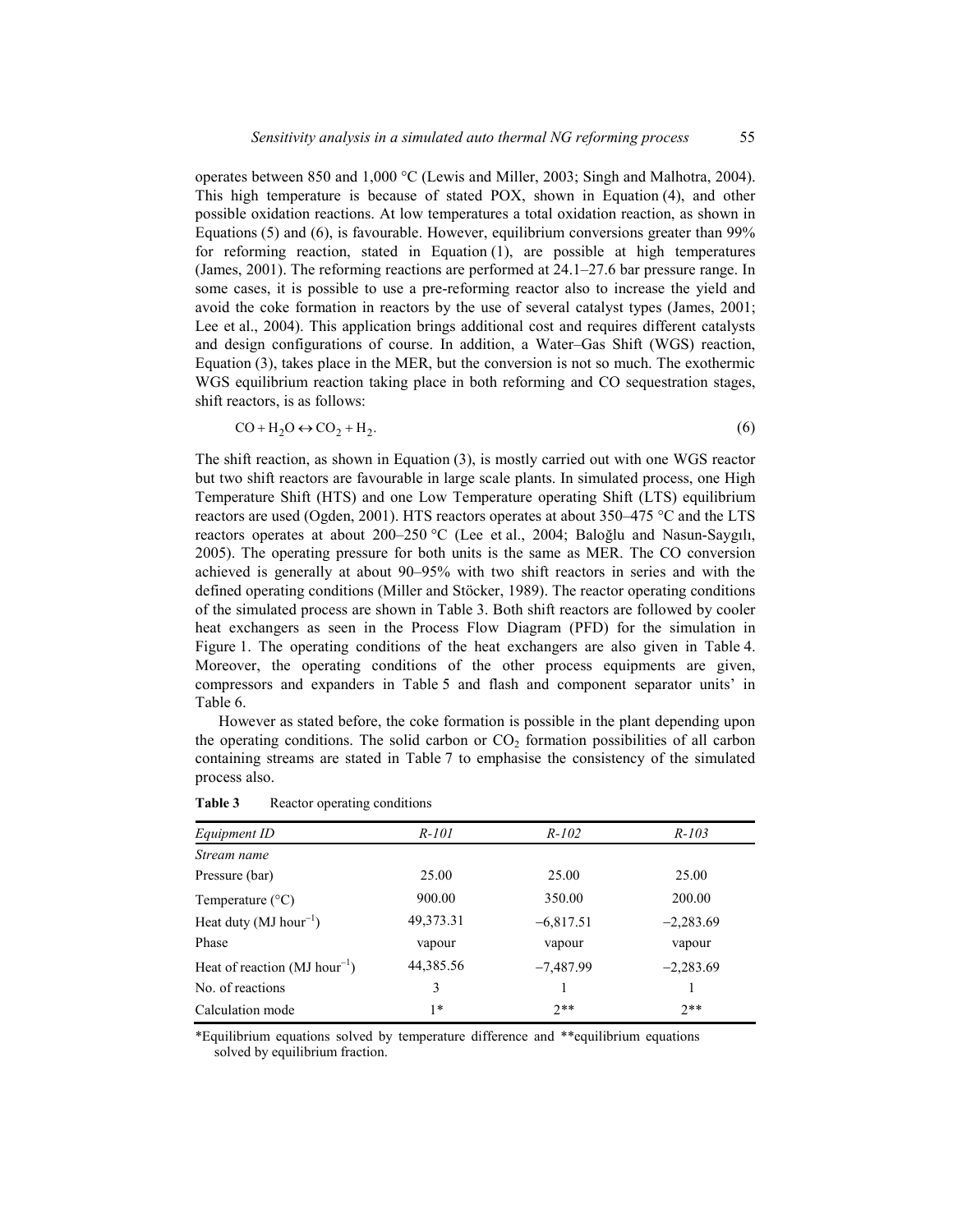operates between 850 and 1,000 °C (Lewis and Miller, 2003; Singh and Malhotra, 2004). This high temperature is because of stated POX, shown in Equation (4), and other possible oxidation reactions. At low temperatures a total oxidation reaction, as shown in Equations (5) and (6), is favourable. However, equilibrium conversions greater than 99% for reforming reaction, stated in Equation (1), are possible at high temperatures (James, 2001). The reforming reactions are performed at 24.1–27.6 bar pressure range. In some cases, it is possible to use a pre-reforming reactor also to increase the yield and avoid the coke formation in reactors by the use of several catalyst types (James, 2001; Lee et al., 2004). This application brings additional cost and requires different catalysts and design configurations of course. In addition, a Water–Gas Shift (WGS) reaction, Equation (3), takes place in the MER, but the conversion is not so much. The exothermic WGS equilibrium reaction taking place in both reforming and CO sequestration stages, shift reactors, is as follows:

$$CO + H_2O \leftrightarrow CO_2 + H_2. \tag{6}$$

The shift reaction, as shown in Equation (3), is mostly carried out with one WGS reactor but two shift reactors are favourable in large scale plants. In simulated process, one High Temperature Shift (HTS) and one Low Temperature operating Shift (LTS) equilibrium reactors are used (Ogden, 2001). HTS reactors operates at about 350–475 °C and the LTS reactors operates at about 200–250 °C (Lee et al., 2004; Baloğlu and Nasun-Saygılı, 2005). The operating pressure for both units is the same as MER. The CO conversion achieved is generally at about 90–95% with two shift reactors in series and with the defined operating conditions (Miller and Stöcker, 1989). The reactor operating conditions of the simulated process are shown in Table 3. Both shift reactors are followed by cooler heat exchangers as seen in the Process Flow Diagram (PFD) for the simulation in Figure 1. The operating conditions of the heat exchangers are also given in Table 4. Moreover, the operating conditions of the other process equipments are given, compressors and expanders in Table 5 and flash and component separator units' in Table 6.

However as stated before, the coke formation is possible in the plant depending upon the operating conditions. The solid carbon or $CO_2$ formation possibilities of all carbon containing streams are stated in Table 7 to emphasise the consistency of the simulated process also.

**Table 3** Reactor operating conditions

| *Equipment ID* | *R-101* | *R-102* | *R-103* |
|---|---|---|---|
| *Stream name* | | | |
| Pressure (bar) | 25.00 | 25.00 | 25.00 |
| Temperature (°C) | 900.00 | 350.00 | 200.00 |
| Heat duty (MJ hour$^{-1}$) | 49,373.31 | −6,817.51 | −2,283.69 |
| Phase | vapour | vapour | vapour |
| Heat of reaction (MJ hour$^{-1}$) | 44,385.56 | −7,487.99 | −2,283.69 |
| No. of reactions | 3 | 1 | 1 |
| Calculation mode | 1* | 2** | 2** |

*Equilibrium equations solved by temperature difference and **equilibrium equations solved by equilibrium fraction.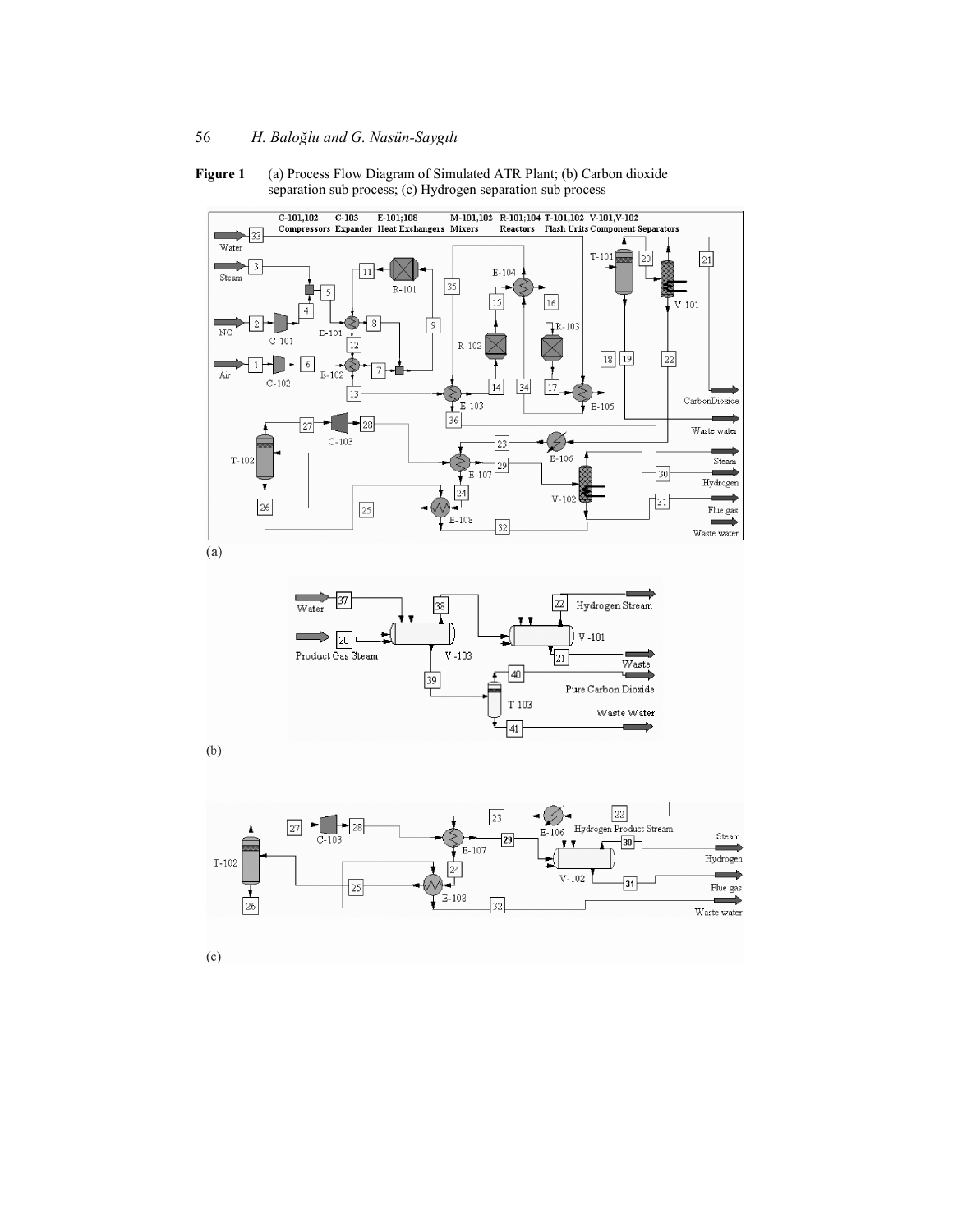**Figure 1** (a) Process Flow Diagram of Simulated ATR Plant; (b) Carbon dioxide separation sub process; (c) Hydrogen separation sub process

(a)

(b)

(c)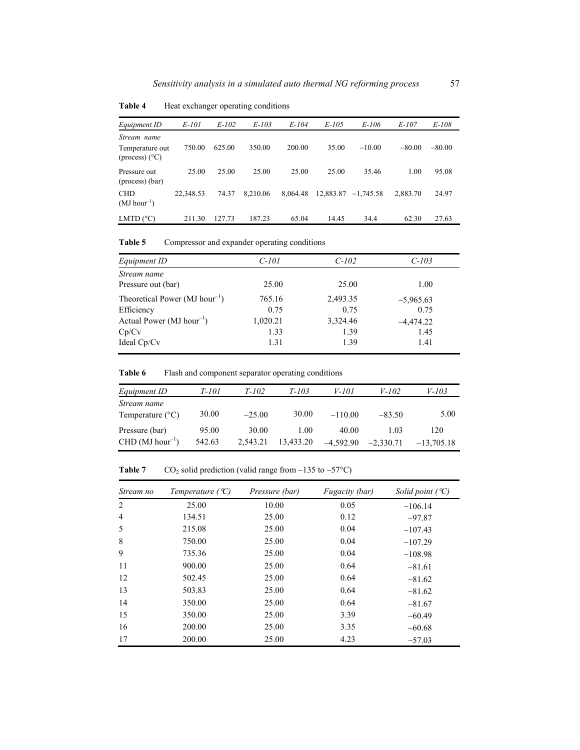**Table 4** Heat exchanger operating conditions

| *Equipment ID* | *E-101* | *E-102* | *E-103* | *E-104* | *E-105* | *E-106* | *E-107* | *E-108* |
|---|---|---|---|---|---|---|---|---|
| *Stream name* | | | | | | | | |
| Temperature out (process) (°C) | 750.00 | 625.00 | 350.00 | 200.00 | 35.00 | −10.00 | −80.00 | −80.00 |
| Pressure out (process) (bar) | 25.00 | 25.00 | 25.00 | 25.00 | 25.00 | 35.46 | 1.00 | 95.08 |
| CHD (MJ hour$^{-1}$) | 22,348.53 | 74.37 | 8,210.06 | 8,064.48 | 12,883.87 | −1,745.58 | 2,883.70 | 24.97 |
| LMTD (°C) | 211.30 | 127.73 | 187.23 | 65.04 | 14.45 | 34.4 | 62.30 | 27.63 |

**Table 5** Compressor and expander operating conditions

| *Equipment ID* | *C-101* | *C-102* | *C-103* |
|---|---|---|---|
| *Stream name* | | | |
| Pressure out (bar) | 25.00 | 25.00 | 1.00 |
| Theoretical Power (MJ hour$^{-1}$) | 765.16 | 2,493.35 | −5,965.63 |
| Efficiency | 0.75 | 0.75 | 0.75 |
| Actual Power (MJ hour$^{-1}$) | 1,020.21 | 3,324.46 | −4,474.22 |
| Cp/Cv | 1.33 | 1.39 | 1.45 |
| Ideal Cp/Cv | 1.31 | 1.39 | 1.41 |

**Table 6** Flash and component separator operating conditions

| *Equipment ID* | *T-101* | *T-102* | *T-103* | *V-101* | *V-102* | *V-103* |
|---|---|---|---|---|---|---|
| *Stream name* | | | | | | |
| Temperature (°C) | 30.00 | −25.00 | 30.00 | −110.00 | −83.50 | 5.00 |
| Pressure (bar) | 95.00 | 30.00 | 1.00 | 40.00 | 1.03 | 120 |
| CHD (MJ hour$^{-1}$) | 542.63 | 2,543.21 | 13,433.20 | −4,592.90 | −2,330.71 | −13,705.18 |

**Table 7** $CO_2$ solid prediction (valid range from −135 to −57°C)

| *Stream no* | *Temperature (°C)* | *Pressure (bar)* | *Fugacity (bar)* | *Solid point (°C)* |
|---|---|---|---|---|
| 2 | 25.00 | 10.00 | 0.05 | −106.14 |
| 4 | 134.51 | 25.00 | 0.12 | −97.87 |
| 5 | 215.08 | 25.00 | 0.04 | −107.43 |
| 8 | 750.00 | 25.00 | 0.04 | −107.29 |
| 9 | 735.36 | 25.00 | 0.04 | −108.98 |
| 11 | 900.00 | 25.00 | 0.64 | −81.61 |
| 12 | 502.45 | 25.00 | 0.64 | −81.62 |
| 13 | 503.83 | 25.00 | 0.64 | −81.62 |
| 14 | 350.00 | 25.00 | 0.64 | −81.67 |
| 15 | 350.00 | 25.00 | 3.39 | −60.49 |
| 16 | 200.00 | 25.00 | 3.35 | −60.68 |
| 17 | 200.00 | 25.00 | 4.23 | −57.03 |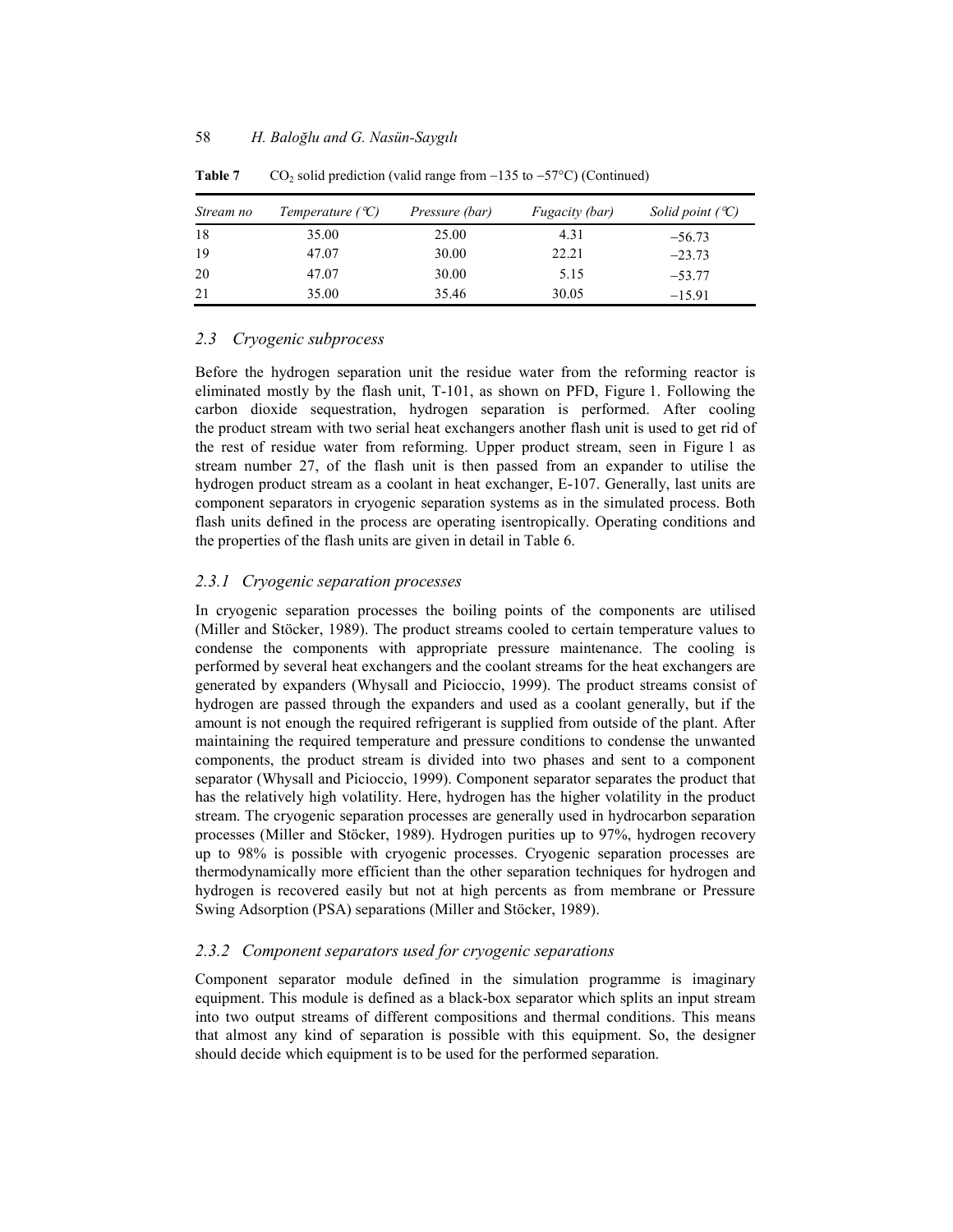**Table 7** $CO_2$ solid prediction (valid range from −135 to −57°C) (Continued)

| *Stream no* | *Temperature (℃)* | *Pressure (bar)* | *Fugacity (bar)* | *Solid point (℃)* |
|---|---|---|---|---|
| 18 | 35.00 | 25.00 | 4.31 | −56.73 |
| 19 | 47.07 | 30.00 | 22.21 | −23.73 |
| 20 | 47.07 | 30.00 | 5.15 | −53.77 |
| 21 | 35.00 | 35.46 | 30.05 | −15.91 |

### *2.3 Cryogenic subprocess*

Before the hydrogen separation unit the residue water from the reforming reactor is eliminated mostly by the flash unit, T-101, as shown on PFD, Figure 1. Following the carbon dioxide sequestration, hydrogen separation is performed. After cooling the product stream with two serial heat exchangers another flash unit is used to get rid of the rest of residue water from reforming. Upper product stream, seen in Figure 1 as stream number 27, of the flash unit is then passed from an expander to utilise the hydrogen product stream as a coolant in heat exchanger, E-107. Generally, last units are component separators in cryogenic separation systems as in the simulated process. Both flash units defined in the process are operating isentropically. Operating conditions and the properties of the flash units are given in detail in Table 6.

#### *2.3.1 Cryogenic separation processes*

In cryogenic separation processes the boiling points of the components are utilised (Miller and Stöcker, 1989). The product streams cooled to certain temperature values to condense the components with appropriate pressure maintenance. The cooling is performed by several heat exchangers and the coolant streams for the heat exchangers are generated by expanders (Whysall and Picioccio, 1999). The product streams consist of hydrogen are passed through the expanders and used as a coolant generally, but if the amount is not enough the required refrigerant is supplied from outside of the plant. After maintaining the required temperature and pressure conditions to condense the unwanted components, the product stream is divided into two phases and sent to a component separator (Whysall and Picioccio, 1999). Component separator separates the product that has the relatively high volatility. Here, hydrogen has the higher volatility in the product stream. The cryogenic separation processes are generally used in hydrocarbon separation processes (Miller and Stöcker, 1989). Hydrogen purities up to 97%, hydrogen recovery up to 98% is possible with cryogenic processes. Cryogenic separation processes are thermodynamically more efficient than the other separation techniques for hydrogen and hydrogen is recovered easily but not at high percents as from membrane or Pressure Swing Adsorption (PSA) separations (Miller and Stöcker, 1989).

#### *2.3.2 Component separators used for cryogenic separations*

Component separator module defined in the simulation programme is imaginary equipment. This module is defined as a black-box separator which splits an input stream into two output streams of different compositions and thermal conditions. This means that almost any kind of separation is possible with this equipment. So, the designer should decide which equipment is to be used for the performed separation.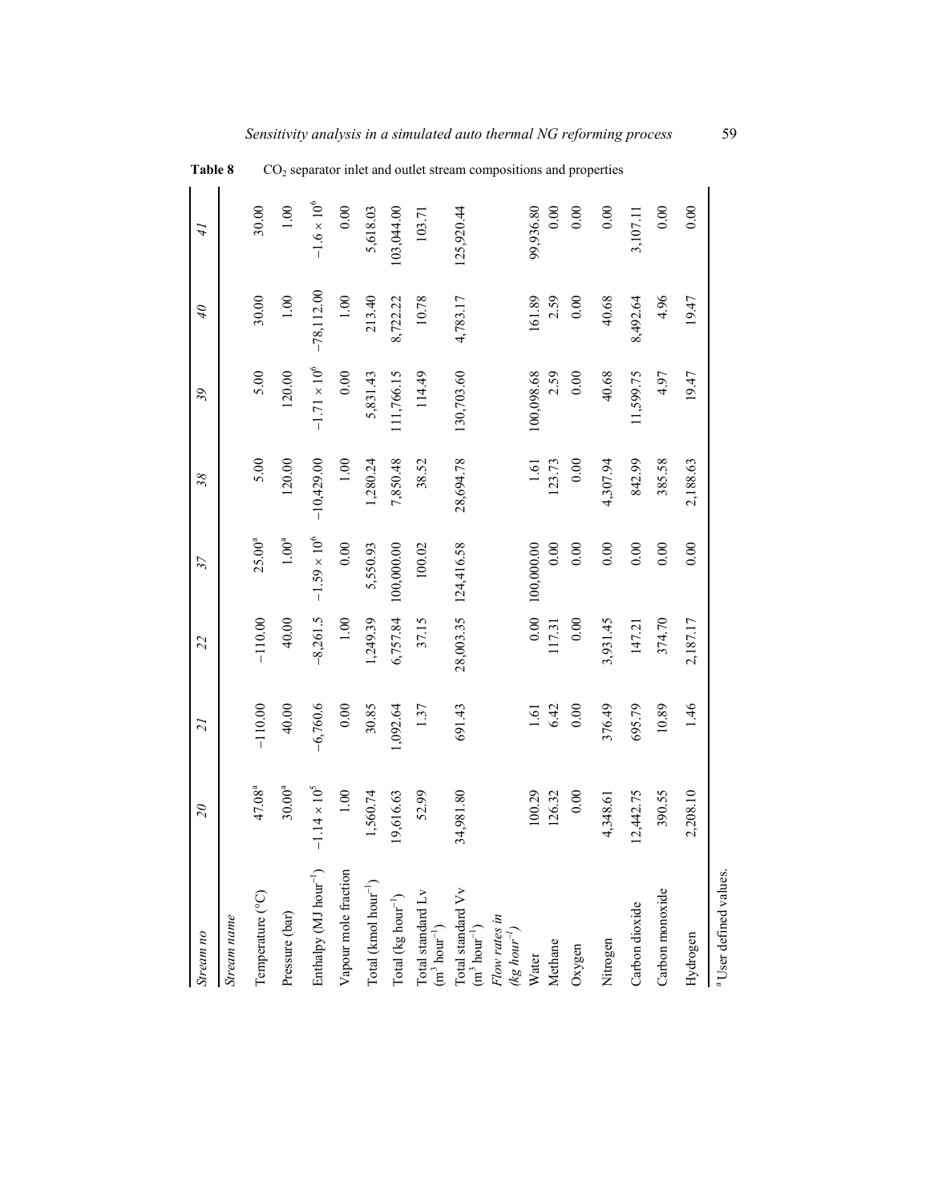**Table 8** $CO_2$ separator inlet and outlet stream compositions and properties

| Stream no | 20 | 21 | 22 | 37 | 38 | 39 | 40 | 41 |
|---|---|---|---|---|---|---|---|---|
| *Stream name* | | | | | | | | |
| Temperature (°C) | 47.08[a] | −110.00 | −110.00 | 25.00[a] | 5.00 | 5.00 | 30.00 | 30.00 |
| Pressure (bar) | 30.00[a] | 40.00 | 40.00 | 1.00[a] | 120.00 | 120.00 | 1.00 | 1.00 |
| Enthalpy (MJ $hour^{-1}$) | $-1.14 \times 10^5$ | −6,760.6 | −8,261.5 | $-1.59 \times 10^6$ | −10,429.00 | $-1.71 \times 10^6$ | −78,112.00 | $-1.6 \times 10^6$ |
| Vapour mole fraction | 1.00 | 0.00 | 1.00 | 0.00 | 1.00 | 0.00 | 1.00 | 0.00 |
| Total (kmol $hour^{-1}$) | 1,560.74 | 30.85 | 1,249.39 | 5,550.93 | 1,280.24 | 5,831.43 | 213.40 | 5,618.03 |
| Total (kg $hour^{-1}$) | 19,616.63 | 1,092.64 | 6,757.84 | 100,000.00 | 7,850.48 | 111,766.15 | 8,722.22 | 103,044.00 |
| Total standard Lv ($m^3$ $hour^{-1}$) | 52.99 | 1.37 | 37.15 | 100.02 | 38.52 | 114.49 | 10.78 | 103.71 |
| Total standard Vv ($m^3$ $hour^{-1}$) | 34,981.80 | 691.43 | 28,003.35 | 124,416.58 | 28,694.78 | 130,703.60 | 4,783.17 | 125,920.44 |
| *Flow rates in (kg $hour^{-1}$)* | | | | | | | | |
| Water | 100.29 | 1.61 | 0.00 | 100,000.00 | 1.61 | 100,098.68 | 161.89 | 99,936.80 |
| Methane | 126.32 | 6.42 | 117.31 | 0.00 | 123.73 | 2.59 | 2.59 | 0.00 |
| Oxygen | 0.00 | 0.00 | 0.00 | 0.00 | 0.00 | 0.00 | 0.00 | 0.00 |
| Nitrogen | 4,348.61 | 376.49 | 3,931.45 | 0.00 | 4,307.94 | 40.68 | 40.68 | 0.00 |
| Carbon dioxide | 12,442.75 | 695.79 | 147.21 | 0.00 | 842.99 | 11,599.75 | 8,492.64 | 3,107.11 |
| Carbon monoxide | 390.55 | 10.89 | 374.70 | 0.00 | 385.58 | 4.97 | 4.96 | 0.00 |
| Hydrogen | 2,208.10 | 1.46 | 2,187.17 | 0.00 | 2,188.63 | 19.47 | 19.47 | 0.00 |

[a] User defined values.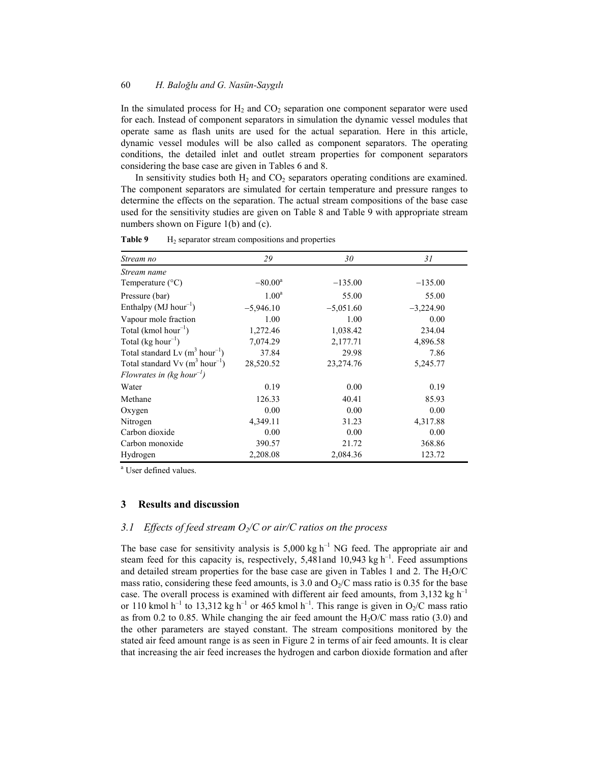In the simulated process for $H_2$ and $CO_2$ separation one component separator were used for each. Instead of component separators in simulation the dynamic vessel modules that operate same as flash units are used for the actual separation. Here in this article, dynamic vessel modules will be also called as component separators. The operating conditions, the detailed inlet and outlet stream properties for component separators considering the base case are given in Tables 6 and 8.

In sensitivity studies both $H_2$ and $CO_2$ separators operating conditions are examined. The component separators are simulated for certain temperature and pressure ranges to determine the effects on the separation. The actual stream compositions of the base case used for the sensitivity studies are given on Table 8 and Table 9 with appropriate stream numbers shown on Figure 1(b) and (c).

**Table 9** $H_2$ separator stream compositions and properties

| *Stream no* | *29* | *30* | *31* |
|---|---|---|---|
| *Stream name* | | | |
| Temperature (°C) | −80.00[a] | −135.00 | −135.00 |
| Pressure (bar) | 1.00[a] | 55.00 | 55.00 |
| Enthalpy (MJ $hour^{-1}$) | −5,946.10 | −5,051.60 | −3,224.90 |
| Vapour mole fraction | 1.00 | 1.00 | 0.00 |
| Total (kmol $hour^{-1}$) | 1,272.46 | 1,038.42 | 234.04 |
| Total (kg $hour^{-1}$) | 7,074.29 | 2,177.71 | 4,896.58 |
| Total standard Lv ($m^3$ $hour^{-1}$) | 37.84 | 29.98 | 7.86 |
| Total standard Vv ($m^3$ $hour^{-1}$) | 28,520.52 | 23,274.76 | 5,245.77 |
| *Flowrates in (kg $hour^{-1}$)* | | | |
| Water | 0.19 | 0.00 | 0.19 |
| Methane | 126.33 | 40.41 | 85.93 |
| Oxygen | 0.00 | 0.00 | 0.00 |
| Nitrogen | 4,349.11 | 31.23 | 4,317.88 |
| Carbon dioxide | 0.00 | 0.00 | 0.00 |
| Carbon monoxide | 390.57 | 21.72 | 368.86 |
| Hydrogen | 2,208.08 | 2,084.36 | 123.72 |

[a] User defined values.

## 3 Results and discussion

### *3.1 Effects of feed stream $O_2$/C or air/C ratios on the process*

The base case for sensitivity analysis is 5,000 kg $h^{-1}$ NG feed. The appropriate air and steam feed for this capacity is, respectively, 5,481and 10,943 kg $h^{-1}$. Feed assumptions and detailed stream properties for the base case are given in Tables 1 and 2. The $H_2O$/C mass ratio, considering these feed amounts, is 3.0 and $O_2$/C mass ratio is 0.35 for the base case. The overall process is examined with different air feed amounts, from 3,132 kg $h^{-1}$ or 110 kmol $h^{-1}$ to 13,312 kg $h^{-1}$ or 465 kmol $h^{-1}$. This range is given in $O_2$/C mass ratio as from 0.2 to 0.85. While changing the air feed amount the $H_2O$/C mass ratio (3.0) and the other parameters are stayed constant. The stream compositions monitored by the stated air feed amount range is as seen in Figure 2 in terms of air feed amounts. It is clear that increasing the air feed increases the hydrogen and carbon dioxide formation and after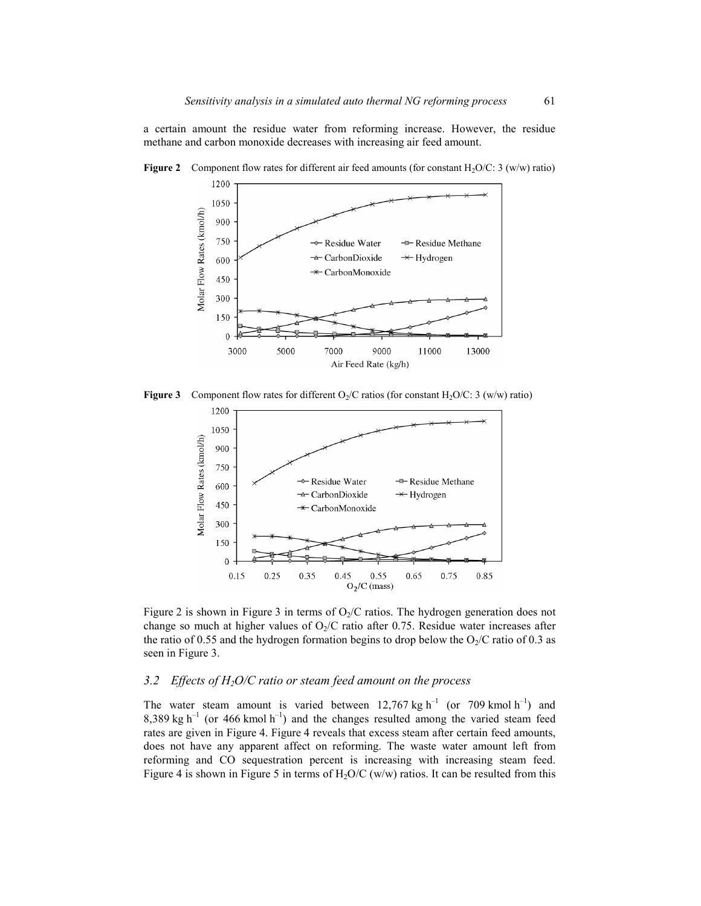a certain amount the residue water from reforming increase. However, the residue methane and carbon monoxide decreases with increasing air feed amount.

**Figure 2** Component flow rates for different air feed amounts (for constant $H_2O/C$: 3 (w/w) ratio)

**Figure 3** Component flow rates for different $O_2/C$ ratios (for constant $H_2O/C$: 3 (w/w) ratio)

Figure 2 is shown in Figure 3 in terms of $O_2/C$ ratios. The hydrogen generation does not change so much at higher values of $O_2/C$ ratio after 0.75. Residue water increases after the ratio of 0.55 and the hydrogen formation begins to drop below the $O_2/C$ ratio of 0.3 as seen in Figure 3.

### 3.2 *Effects of $H_2O/C$ ratio or steam feed amount on the process*

The water steam amount is varied between 12,767 kg h$^{-1}$ (or 709 kmol h$^{-1}$) and 8,389 kg h$^{-1}$ (or 466 kmol h$^{-1}$) and the changes resulted among the varied steam feed rates are given in Figure 4. Figure 4 reveals that excess steam after certain feed amounts, does not have any apparent affect on reforming. The waste water amount left from reforming and CO sequestration percent is increasing with increasing steam feed. Figure 4 is shown in Figure 5 in terms of $H_2O/C$ (w/w) ratios. It can be resulted from this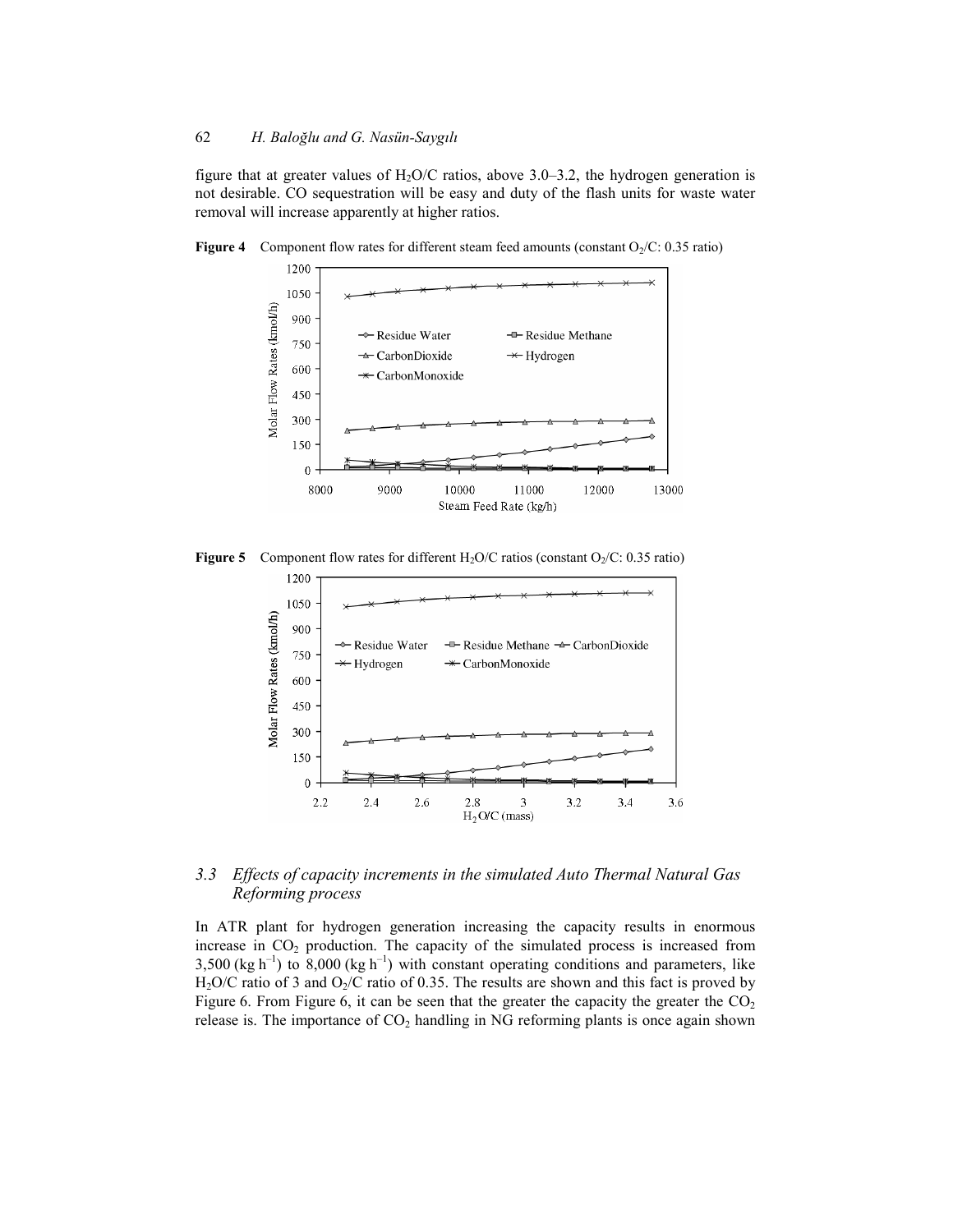figure that at greater values of $H_2O/C$ ratios, above 3.0–3.2, the hydrogen generation is not desirable. CO sequestration will be easy and duty of the flash units for waste water removal will increase apparently at higher ratios.

**Figure 4** Component flow rates for different steam feed amounts (constant $O_2/C$: 0.35 ratio)

**Figure 5** Component flow rates for different $H_2O/C$ ratios (constant $O_2/C$: 0.35 ratio)

### *3.3 Effects of capacity increments in the simulated Auto Thermal Natural Gas Reforming process*

In ATR plant for hydrogen generation increasing the capacity results in enormous increase in $CO_2$ production. The capacity of the simulated process is increased from 3,500 (kg $h^{-1}$) to 8,000 (kg $h^{-1}$) with constant operating conditions and parameters, like $H_2O/C$ ratio of 3 and $O_2/C$ ratio of 0.35. The results are shown and this fact is proved by Figure 6. From Figure 6, it can be seen that the greater the capacity the greater the $CO_2$ release is. The importance of $CO_2$ handling in NG reforming plants is once again shown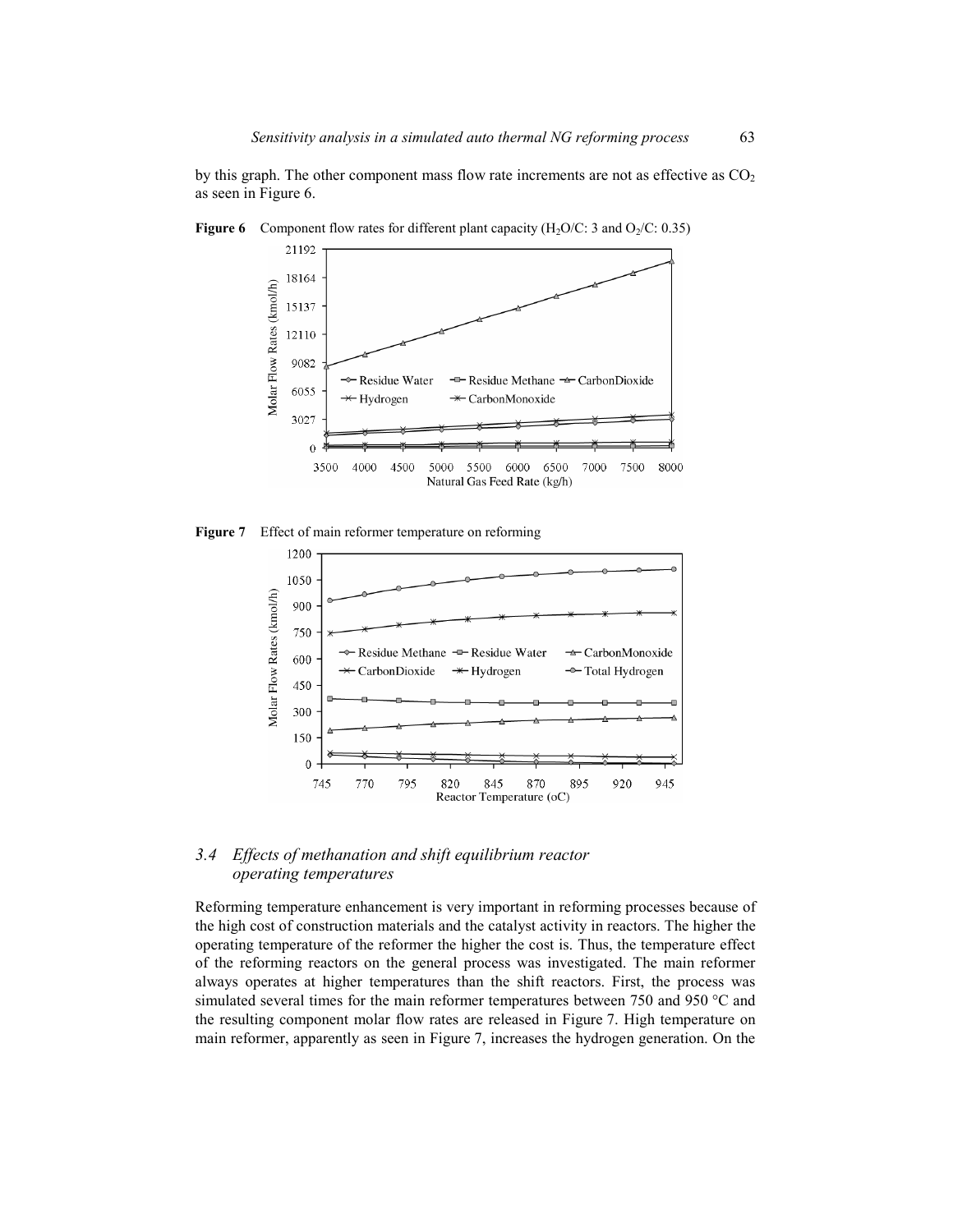by this graph. The other component mass flow rate increments are not as effective as $CO_2$ as seen in Figure 6.

**Figure 6** Component flow rates for different plant capacity ($H_2O/C$: 3 and $O_2/C$: 0.35)

**Figure 7** Effect of main reformer temperature on reforming

### *3.4 Effects of methanation and shift equilibrium reactor operating temperatures*

Reforming temperature enhancement is very important in reforming processes because of the high cost of construction materials and the catalyst activity in reactors. The higher the operating temperature of the reformer the higher the cost is. Thus, the temperature effect of the reforming reactors on the general process was investigated. The main reformer always operates at higher temperatures than the shift reactors. First, the process was simulated several times for the main reformer temperatures between 750 and 950 °C and the resulting component molar flow rates are released in Figure 7. High temperature on main reformer, apparently as seen in Figure 7, increases the hydrogen generation. On the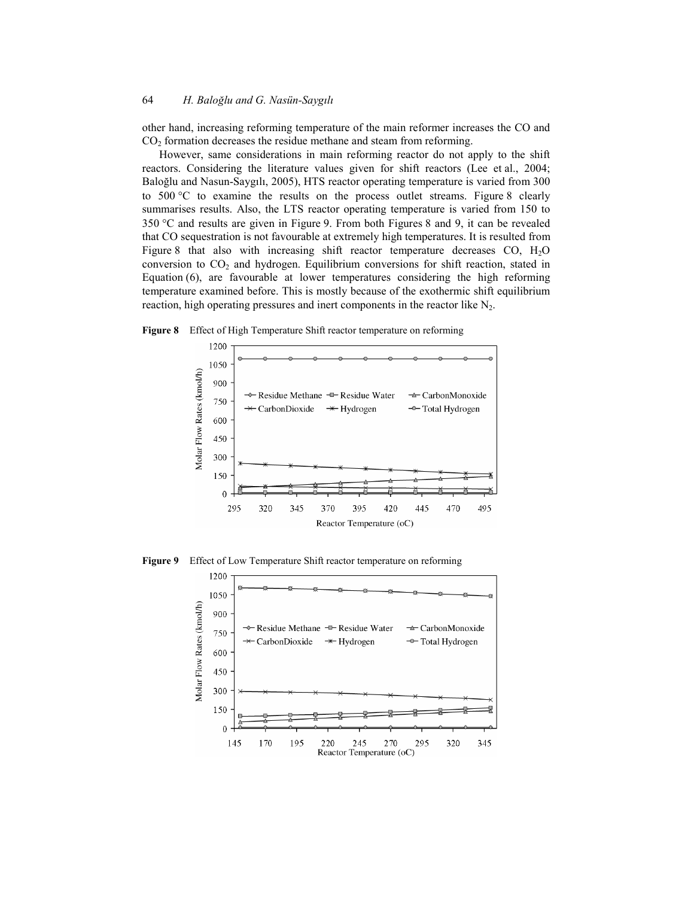other hand, increasing reforming temperature of the main reformer increases the CO and $CO_2$ formation decreases the residue methane and steam from reforming.

However, same considerations in main reforming reactor do not apply to the shift reactors. Considering the literature values given for shift reactors (Lee et al., 2004; Baloğlu and Nasun-Saygılı, 2005), HTS reactor operating temperature is varied from 300 to 500 °C to examine the results on the process outlet streams. Figure 8 clearly summarises results. Also, the LTS reactor operating temperature is varied from 150 to 350 °C and results are given in Figure 9. From both Figures 8 and 9, it can be revealed that CO sequestration is not favourable at extremely high temperatures. It is resulted from Figure 8 that also with increasing shift reactor temperature decreases CO, $H_2O$ conversion to $CO_2$ and hydrogen. Equilibrium conversions for shift reaction, stated in Equation (6), are favourable at lower temperatures considering the high reforming temperature examined before. This is mostly because of the exothermic shift equilibrium reaction, high operating pressures and inert components in the reactor like $N_2$.

**Figure 8** Effect of High Temperature Shift reactor temperature on reforming

**Figure 9** Effect of Low Temperature Shift reactor temperature on reforming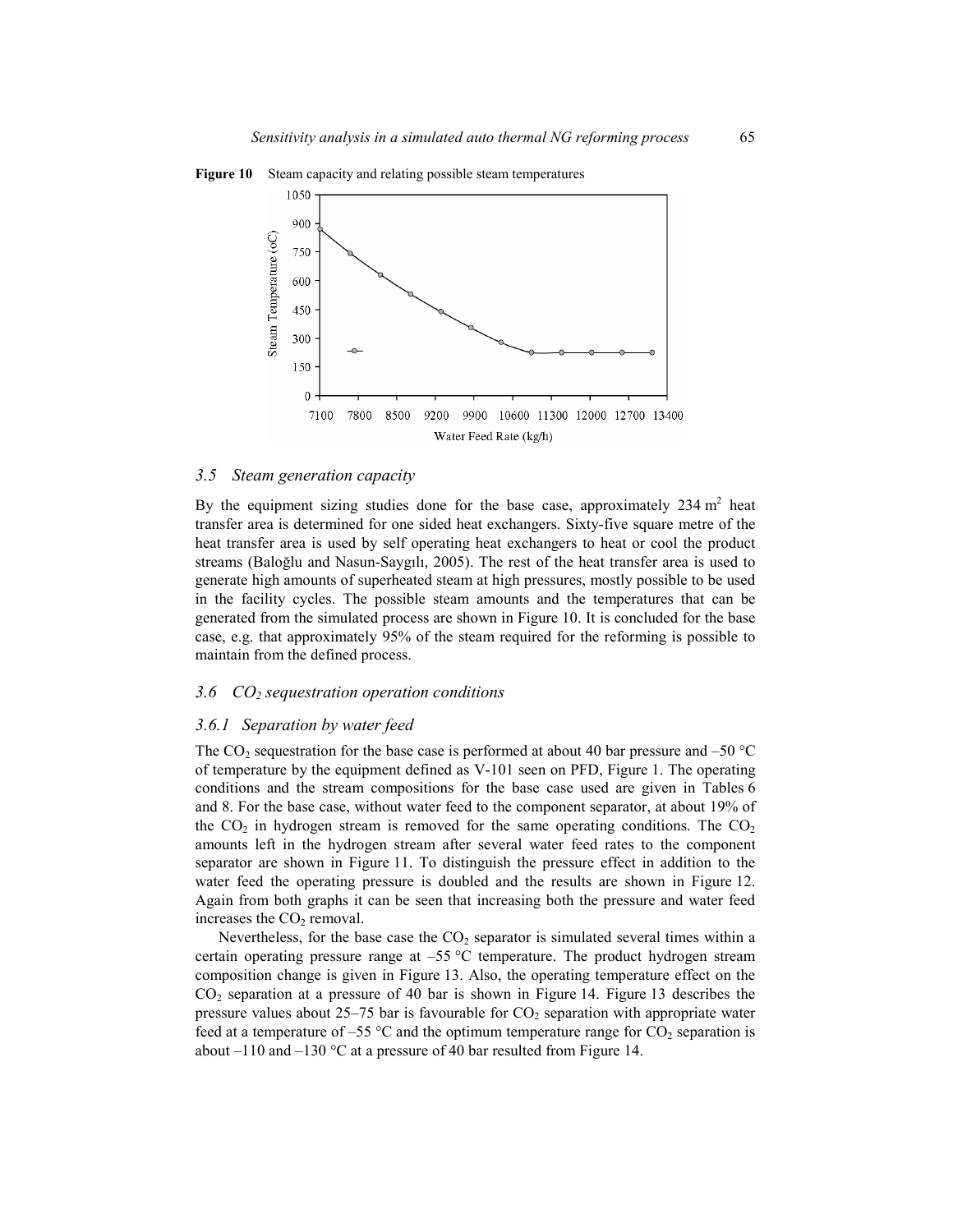**Figure 10** Steam capacity and relating possible steam temperatures

### 3.5 Steam generation capacity

By the equipment sizing studies done for the base case, approximately 234 $m^2$ heat transfer area is determined for one sided heat exchangers. Sixty-five square metre of the heat transfer area is used by self operating heat exchangers to heat or cool the product streams (Baloğlu and Nasun-Saygılı, 2005). The rest of the heat transfer area is used to generate high amounts of superheated steam at high pressures, mostly possible to be used in the facility cycles. The possible steam amounts and the temperatures that can be generated from the simulated process are shown in Figure 10. It is concluded for the base case, e.g. that approximately 95% of the steam required for the reforming is possible to maintain from the defined process.

### 3.6 $CO_2$ sequestration operation conditions

#### 3.6.1 Separation by water feed

The $CO_2$ sequestration for the base case is performed at about 40 bar pressure and –50 °C of temperature by the equipment defined as V-101 seen on PFD, Figure 1. The operating conditions and the stream compositions for the base case used are given in Tables 6 and 8. For the base case, without water feed to the component separator, at about 19% of the $CO_2$ in hydrogen stream is removed for the same operating conditions. The $CO_2$ amounts left in the hydrogen stream after several water feed rates to the component separator are shown in Figure 11. To distinguish the pressure effect in addition to the water feed the operating pressure is doubled and the results are shown in Figure 12. Again from both graphs it can be seen that increasing both the pressure and water feed increases the $CO_2$ removal.

Nevertheless, for the base case the $CO_2$ separator is simulated several times within a certain operating pressure range at –55 °C temperature. The product hydrogen stream composition change is given in Figure 13. Also, the operating temperature effect on the $CO_2$ separation at a pressure of 40 bar is shown in Figure 14. Figure 13 describes the pressure values about 25–75 bar is favourable for $CO_2$ separation with appropriate water feed at a temperature of –55 °C and the optimum temperature range for $CO_2$ separation is about –110 and –130 °C at a pressure of 40 bar resulted from Figure 14.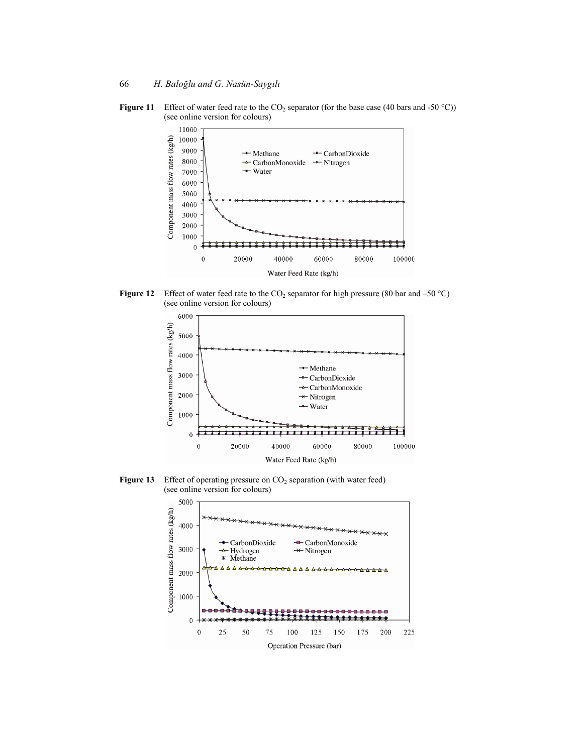**Figure 11** Effect of water feed rate to the $CO_2$ separator (for the base case (40 bars and -50 °C)) (see online version for colours)

**Figure 12** Effect of water feed rate to the $CO_2$ separator for high pressure (80 bar and –50 °C) (see online version for colours)

**Figure 13** Effect of operating pressure on $CO_2$ separation (with water feed) (see online version for colours)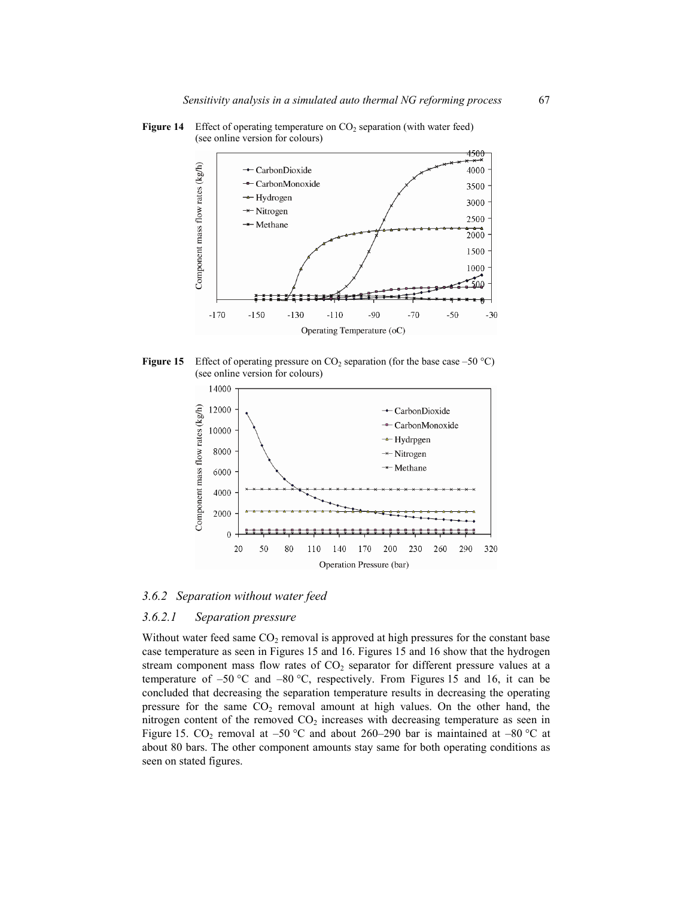**Figure 14** Effect of operating temperature on $CO_2$ separation (with water feed) (see online version for colours)

**Figure 15** Effect of operating pressure on $CO_2$ separation (for the base case –50 °C) (see online version for colours)

### 3.6.2 *Separation without water feed*

#### 3.6.2.1 *Separation pressure*

Without water feed same $CO_2$ removal is approved at high pressures for the constant base case temperature as seen in Figures 15 and 16. Figures 15 and 16 show that the hydrogen stream component mass flow rates of $CO_2$ separator for different pressure values at a temperature of –50 °C and –80 °C, respectively. From Figures 15 and 16, it can be concluded that decreasing the separation temperature results in decreasing the operating pressure for the same $CO_2$ removal amount at high values. On the other hand, the nitrogen content of the removed $CO_2$ increases with decreasing temperature as seen in Figure 15. $CO_2$ removal at –50 °C and about 260–290 bar is maintained at –80 °C at about 80 bars. The other component amounts stay same for both operating conditions as seen on stated figures.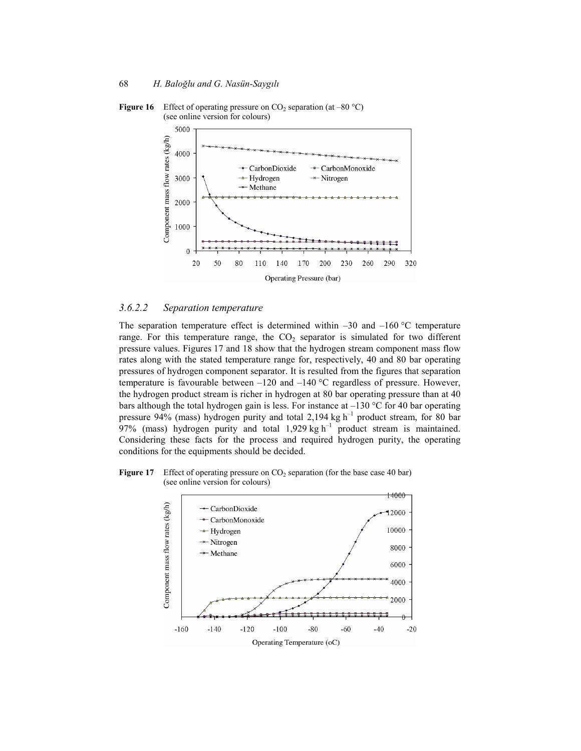**Figure 16** Effect of operating pressure on $CO_2$ separation (at –80 °C) (see online version for colours)

### 3.6.2.2 Separation temperature

The separation temperature effect is determined within –30 and –160 °C temperature range. For this temperature range, the $CO_2$ separator is simulated for two different pressure values. Figures 17 and 18 show that the hydrogen stream component mass flow rates along with the stated temperature range for, respectively, 40 and 80 bar operating pressures of hydrogen component separator. It is resulted from the figures that separation temperature is favourable between –120 and –140 °C regardless of pressure. However, the hydrogen product stream is richer in hydrogen at 80 bar operating pressure than at 40 bars although the total hydrogen gain is less. For instance at –130 °C for 40 bar operating pressure 94% (mass) hydrogen purity and total 2,194 kg $h^{-1}$ product stream, for 80 bar 97% (mass) hydrogen purity and total 1,929 kg $h^{-1}$ product stream is maintained. Considering these facts for the process and required hydrogen purity, the operating conditions for the equipments should be decided.

**Figure 17** Effect of operating pressure on $CO_2$ separation (for the base case 40 bar) (see online version for colours)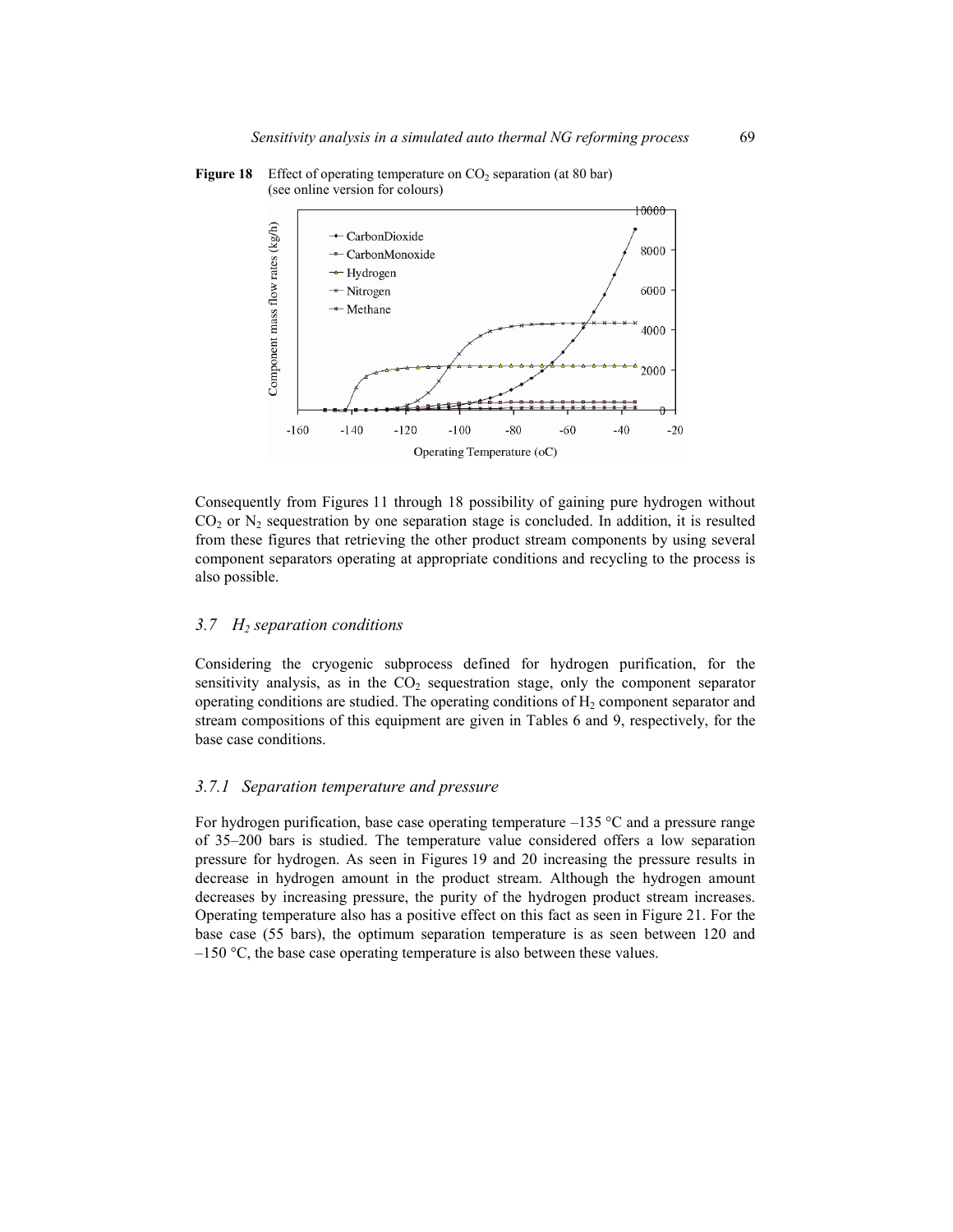**Figure 18** Effect of operating temperature on $CO_2$ separation (at 80 bar) (see online version for colours)

Consequently from Figures 11 through 18 possibility of gaining pure hydrogen without $CO_2$ or $N_2$ sequestration by one separation stage is concluded. In addition, it is resulted from these figures that retrieving the other product stream components by using several component separators operating at appropriate conditions and recycling to the process is also possible.

### *3.7 $H_2$ separation conditions*

Considering the cryogenic subprocess defined for hydrogen purification, for the sensitivity analysis, as in the $CO_2$ sequestration stage, only the component separator operating conditions are studied. The operating conditions of $H_2$ component separator and stream compositions of this equipment are given in Tables 6 and 9, respectively, for the base case conditions.

#### *3.7.1 Separation temperature and pressure*

For hydrogen purification, base case operating temperature –135 °C and a pressure range of 35–200 bars is studied. The temperature value considered offers a low separation pressure for hydrogen. As seen in Figures 19 and 20 increasing the pressure results in decrease in hydrogen amount in the product stream. Although the hydrogen amount decreases by increasing pressure, the purity of the hydrogen product stream increases. Operating temperature also has a positive effect on this fact as seen in Figure 21. For the base case (55 bars), the optimum separation temperature is as seen between 120 and –150 °C, the base case operating temperature is also between these values.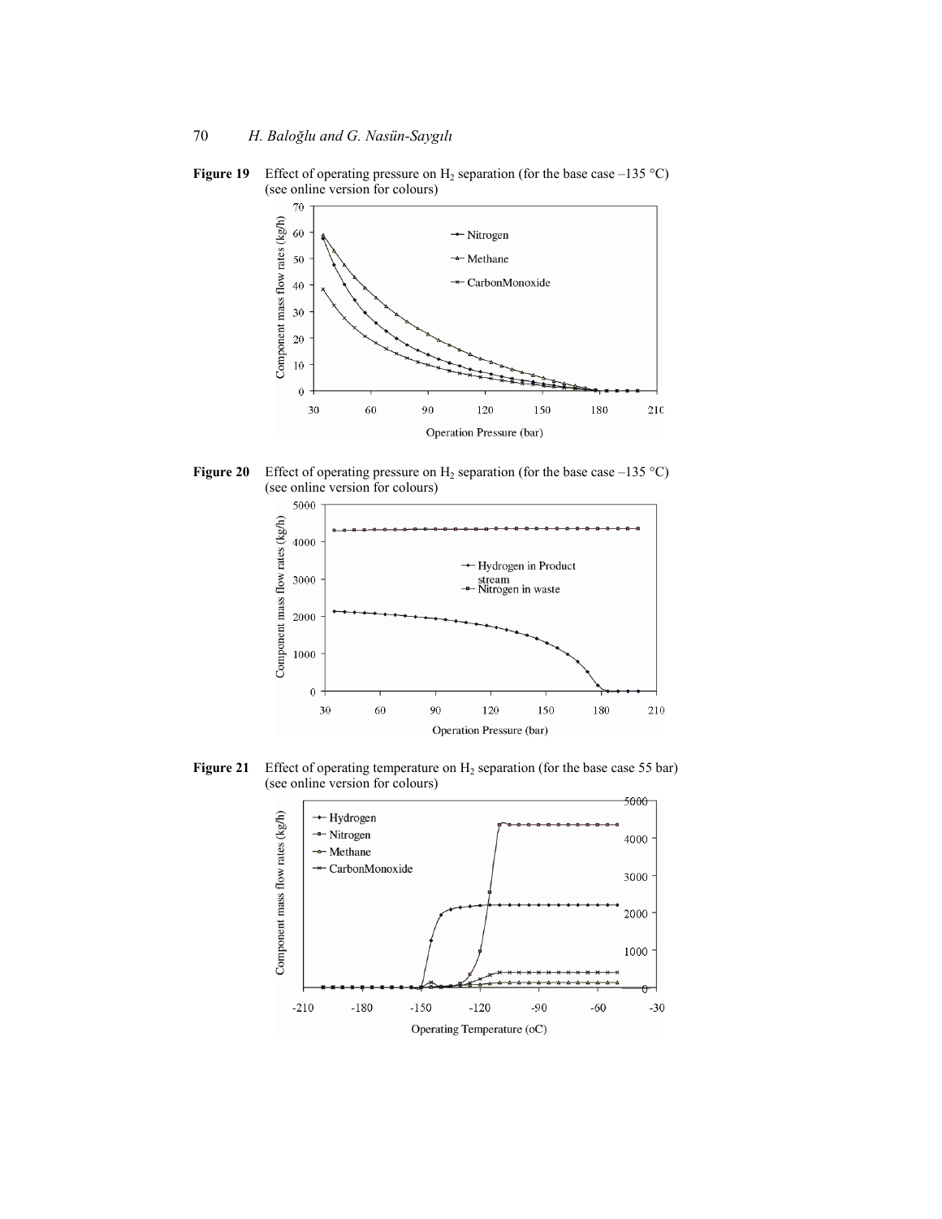**Figure 19** Effect of operating pressure on $H_2$ separation (for the base case –135 °C) (see online version for colours)

**Figure 20** Effect of operating pressure on $H_2$ separation (for the base case –135 °C) (see online version for colours)

**Figure 21** Effect of operating temperature on $H_2$ separation (for the base case 55 bar) (see online version for colours)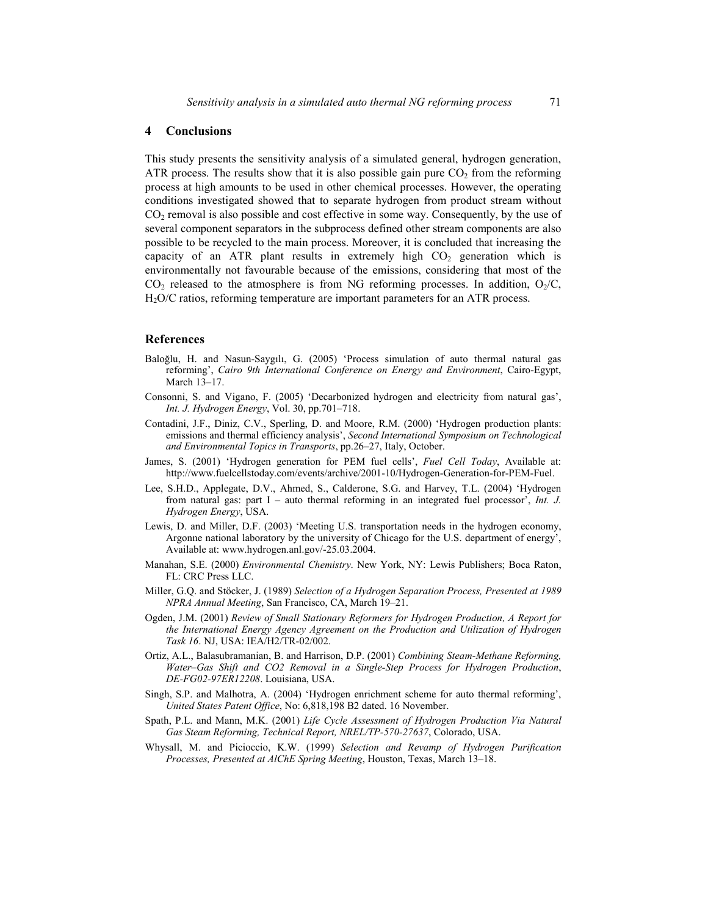## 4 Conclusions

This study presents the sensitivity analysis of a simulated general, hydrogen generation, ATR process. The results show that it is also possible gain pure $CO_2$ from the reforming process at high amounts to be used in other chemical processes. However, the operating conditions investigated showed that to separate hydrogen from product stream without $CO_2$ removal is also possible and cost effective in some way. Consequently, by the use of several component separators in the subprocess defined other stream components are also possible to be recycled to the main process. Moreover, it is concluded that increasing the capacity of an ATR plant results in extremely high $CO_2$ generation which is environmentally not favourable because of the emissions, considering that most of the $CO_2$ released to the atmosphere is from NG reforming processes. In addition, $O_2/C$, $H_2O/C$ ratios, reforming temperature are important parameters for an ATR process.

## References

Baloğlu, H. and Nasun-Saygılı, G. (2005) 'Process simulation of auto thermal natural gas reforming', *Cairo 9th International Conference on Energy and Environment*, Cairo-Egypt, March 13–17.

Consonni, S. and Vigano, F. (2005) 'Decarbonized hydrogen and electricity from natural gas', *Int. J. Hydrogen Energy*, Vol. 30, pp.701–718.

Contadini, J.F., Diniz, C.V., Sperling, D. and Moore, R.M. (2000) 'Hydrogen production plants: emissions and thermal efficiency analysis', *Second International Symposium on Technological and Environmental Topics in Transports*, pp.26–27, Italy, October.

James, S. (2001) 'Hydrogen generation for PEM fuel cells', *Fuel Cell Today*, Available at: http://www.fuelcellstoday.com/events/archive/2001-10/Hydrogen-Generation-for-PEM-Fuel.

Lee, S.H.D., Applegate, D.V., Ahmed, S., Calderone, S.G. and Harvey, T.L. (2004) 'Hydrogen from natural gas: part I – auto thermal reforming in an integrated fuel processor', *Int. J. Hydrogen Energy*, USA.

Lewis, D. and Miller, D.F. (2003) 'Meeting U.S. transportation needs in the hydrogen economy, Argonne national laboratory by the university of Chicago for the U.S. department of energy', Available at: www.hydrogen.anl.gov/-25.03.2004.

Manahan, S.E. (2000) *Environmental Chemistry*. New York, NY: Lewis Publishers; Boca Raton, FL: CRC Press LLC.

Miller, G.Q. and Stöcker, J. (1989) *Selection of a Hydrogen Separation Process, Presented at 1989 NPRA Annual Meeting*, San Francisco, CA, March 19–21.

Ogden, J.M. (2001) *Review of Small Stationary Reformers for Hydrogen Production, A Report for the International Energy Agency Agreement on the Production and Utilization of Hydrogen Task 16*. NJ, USA: IEA/H2/TR-02/002.

Ortiz, A.L., Balasubramanian, B. and Harrison, D.P. (2001) *Combining Steam-Methane Reforming, Water–Gas Shift and CO2 Removal in a Single-Step Process for Hydrogen Production, DE-FG02-97ER12208*. Louisiana, USA.

Singh, S.P. and Malhotra, A. (2004) 'Hydrogen enrichment scheme for auto thermal reforming', *United States Patent Office*, No: 6,818,198 B2 dated. 16 November.

Spath, P.L. and Mann, M.K. (2001) *Life Cycle Assessment of Hydrogen Production Via Natural Gas Steam Reforming, Technical Report, NREL/TP-570-27637*, Colorado, USA.

Whysall, M. and Picioccio, K.W. (1999) *Selection and Revamp of Hydrogen Purification Processes, Presented at AIChE Spring Meeting*, Houston, Texas, March 13–18.